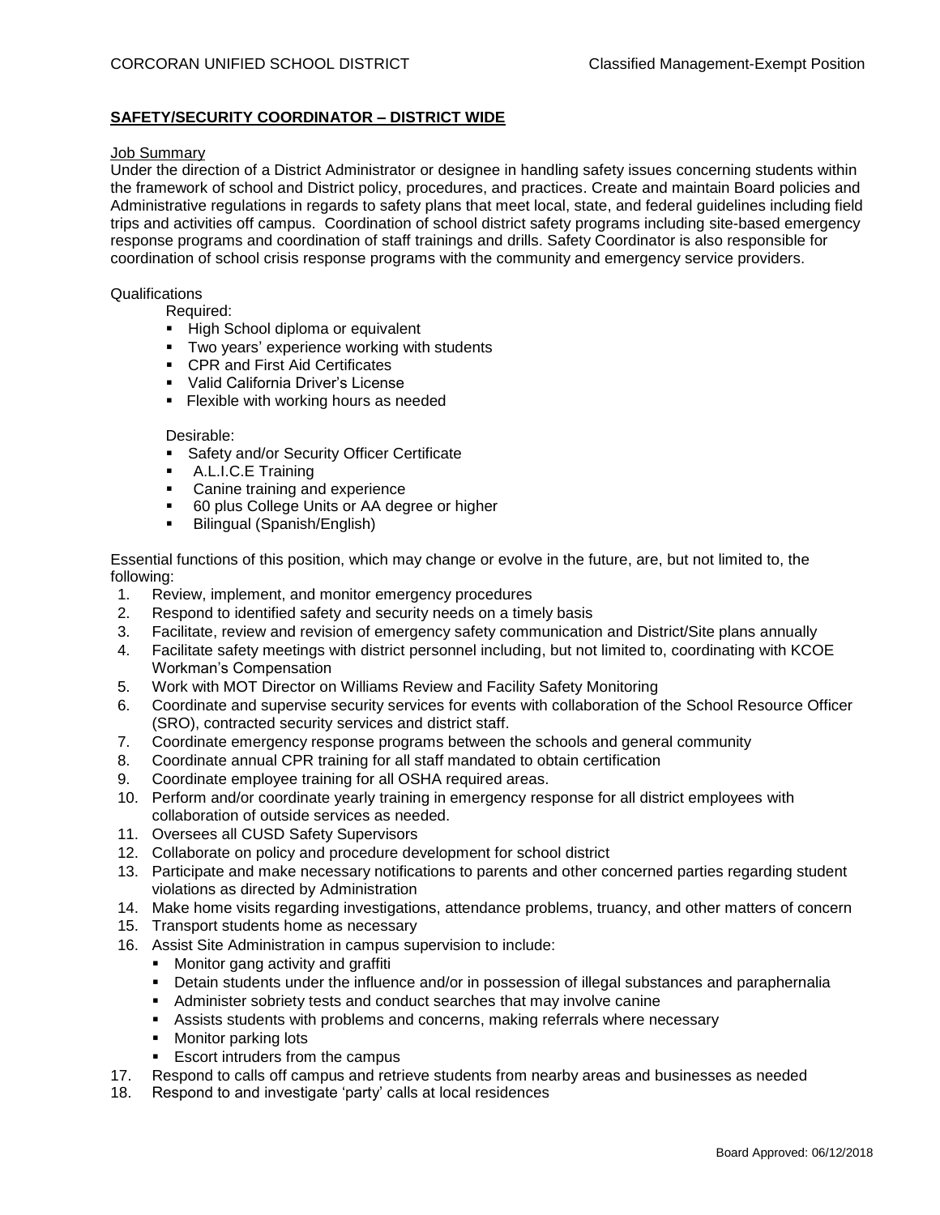CORCORAN UNIFIED SCHOOL DISTRICT Classified Management-Exempt Position

## SAFETY/SECURITY COORDINATOR – DISTRICT WIDE

Job Summary

Under the direction of a District Administrator or designee in handling safety issues concerning students within the framework of school and District policy, procedures, and practices. Create and maintain Board policies and Administrative regulations in regards to safety plans that meet local, state, and federal guidelines including field trips and activities off campus. Coordination of school district safety programs including site-based emergency response programs and coordination of staff trainings and drills. Safety Coordinator is also responsible for coordination of school crisis response programs with the community and emergency service providers.

Qualifications

Required:

- High School diploma or equivalent
- Two years' experience working with students
- CPR and First Aid Certificates
- Valid California Driver's License
- Flexible with working hours as needed

Desirable:

- Safety and/or Security Officer Certificate
- A.L.I.C.E Training
- Canine training and experience
- 60 plus College Units or AA degree or higher
- Bilingual (Spanish/English)

Essential functions of this position, which may change or evolve in the future, are, but not limited to, the following:

1. Review, implement, and monitor emergency procedures
2. Respond to identified safety and security needs on a timely basis
3. Facilitate, review and revision of emergency safety communication and District/Site plans annually
4. Facilitate safety meetings with district personnel including, but not limited to, coordinating with KCOE Workman's Compensation
5. Work with MOT Director on Williams Review and Facility Safety Monitoring
6. Coordinate and supervise security services for events with collaboration of the School Resource Officer (SRO), contracted security services and district staff.
7. Coordinate emergency response programs between the schools and general community
8. Coordinate annual CPR training for all staff mandated to obtain certification
9. Coordinate employee training for all OSHA required areas.
10. Perform and/or coordinate yearly training in emergency response for all district employees with collaboration of outside services as needed.
11. Oversees all CUSD Safety Supervisors
12. Collaborate on policy and procedure development for school district
13. Participate and make necessary notifications to parents and other concerned parties regarding student violations as directed by Administration
14. Make home visits regarding investigations, attendance problems, truancy, and other matters of concern
15. Transport students home as necessary
16. Assist Site Administration in campus supervision to include:
    - Monitor gang activity and graffiti
    - Detain students under the influence and/or in possession of illegal substances and paraphernalia
    - Administer sobriety tests and conduct searches that may involve canine
    - Assists students with problems and concerns, making referrals where necessary
    - Monitor parking lots
    - Escort intruders from the campus
17. Respond to calls off campus and retrieve students from nearby areas and businesses as needed
18. Respond to and investigate 'party' calls at local residences

Board Approved: 06/12/2018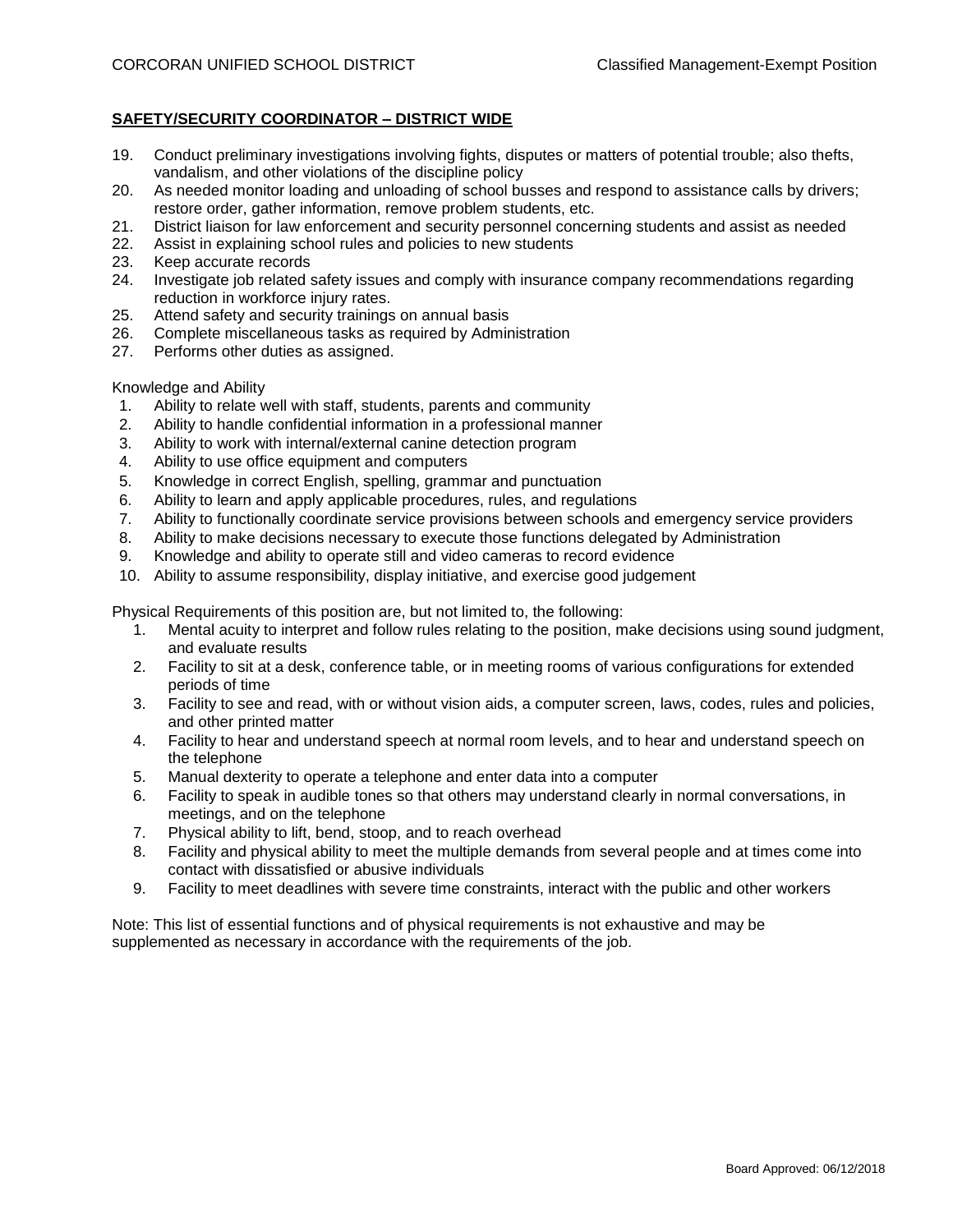**SAFETY/SECURITY COORDINATOR – DISTRICT WIDE**

19. Conduct preliminary investigations involving fights, disputes or matters of potential trouble; also thefts, vandalism, and other violations of the discipline policy
20. As needed monitor loading and unloading of school busses and respond to assistance calls by drivers; restore order, gather information, remove problem students, etc.
21. District liaison for law enforcement and security personnel concerning students and assist as needed
22. Assist in explaining school rules and policies to new students
23. Keep accurate records
24. Investigate job related safety issues and comply with insurance company recommendations regarding reduction in workforce injury rates.
25. Attend safety and security trainings on annual basis
26. Complete miscellaneous tasks as required by Administration
27. Performs other duties as assigned.

Knowledge and Ability

1. Ability to relate well with staff, students, parents and community
2. Ability to handle confidential information in a professional manner
3. Ability to work with internal/external canine detection program
4. Ability to use office equipment and computers
5. Knowledge in correct English, spelling, grammar and punctuation
6. Ability to learn and apply applicable procedures, rules, and regulations
7. Ability to functionally coordinate service provisions between schools and emergency service providers
8. Ability to make decisions necessary to execute those functions delegated by Administration
9. Knowledge and ability to operate still and video cameras to record evidence
10. Ability to assume responsibility, display initiative, and exercise good judgement

Physical Requirements of this position are, but not limited to, the following:

1. Mental acuity to interpret and follow rules relating to the position, make decisions using sound judgment, and evaluate results
2. Facility to sit at a desk, conference table, or in meeting rooms of various configurations for extended periods of time
3. Facility to see and read, with or without vision aids, a computer screen, laws, codes, rules and policies, and other printed matter
4. Facility to hear and understand speech at normal room levels, and to hear and understand speech on the telephone
5. Manual dexterity to operate a telephone and enter data into a computer
6. Facility to speak in audible tones so that others may understand clearly in normal conversations, in meetings, and on the telephone
7. Physical ability to lift, bend, stoop, and to reach overhead
8. Facility and physical ability to meet the multiple demands from several people and at times come into contact with dissatisfied or abusive individuals
9. Facility to meet deadlines with severe time constraints, interact with the public and other workers

Note: This list of essential functions and of physical requirements is not exhaustive and may be supplemented as necessary in accordance with the requirements of the job.

Board Approved: 06/12/2018